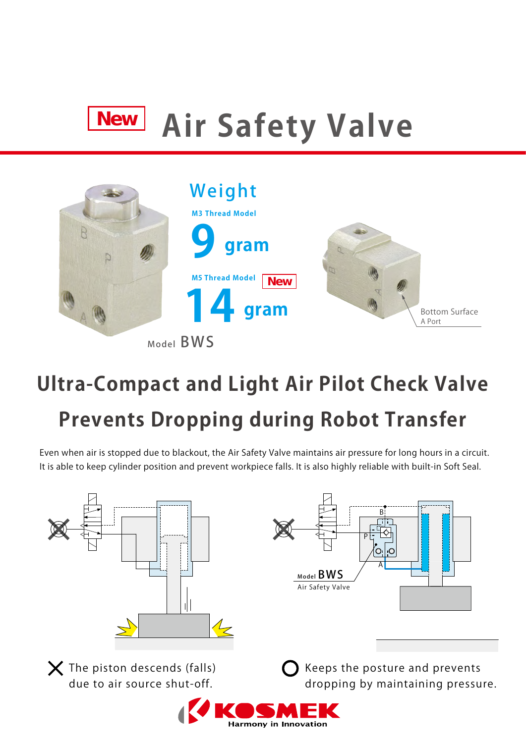# New Air Safety Valve

## Weight

**M3 Thread Model**

**9 gram**

**M5 Thread Model** New

**14 gram**

Bottom Surface
A Port

Model BWS

## Ultra-Compact and Light Air Pilot Check Valve
## Prevents Dropping during Robot Transfer

Even when air is stopped due to blackout, the Air Safety Valve maintains air pressure for long hours in a circuit.
It is able to keep cylinder position and prevent workpiece falls. It is also highly reliable with built-in Soft Seal.

Model BWS
Air Safety Valve

✕ The piston descends (falls) due to air source shut-off.

○ Keeps the posture and prevents dropping by maintaining pressure.

KOSMEK
Harmony in Innovation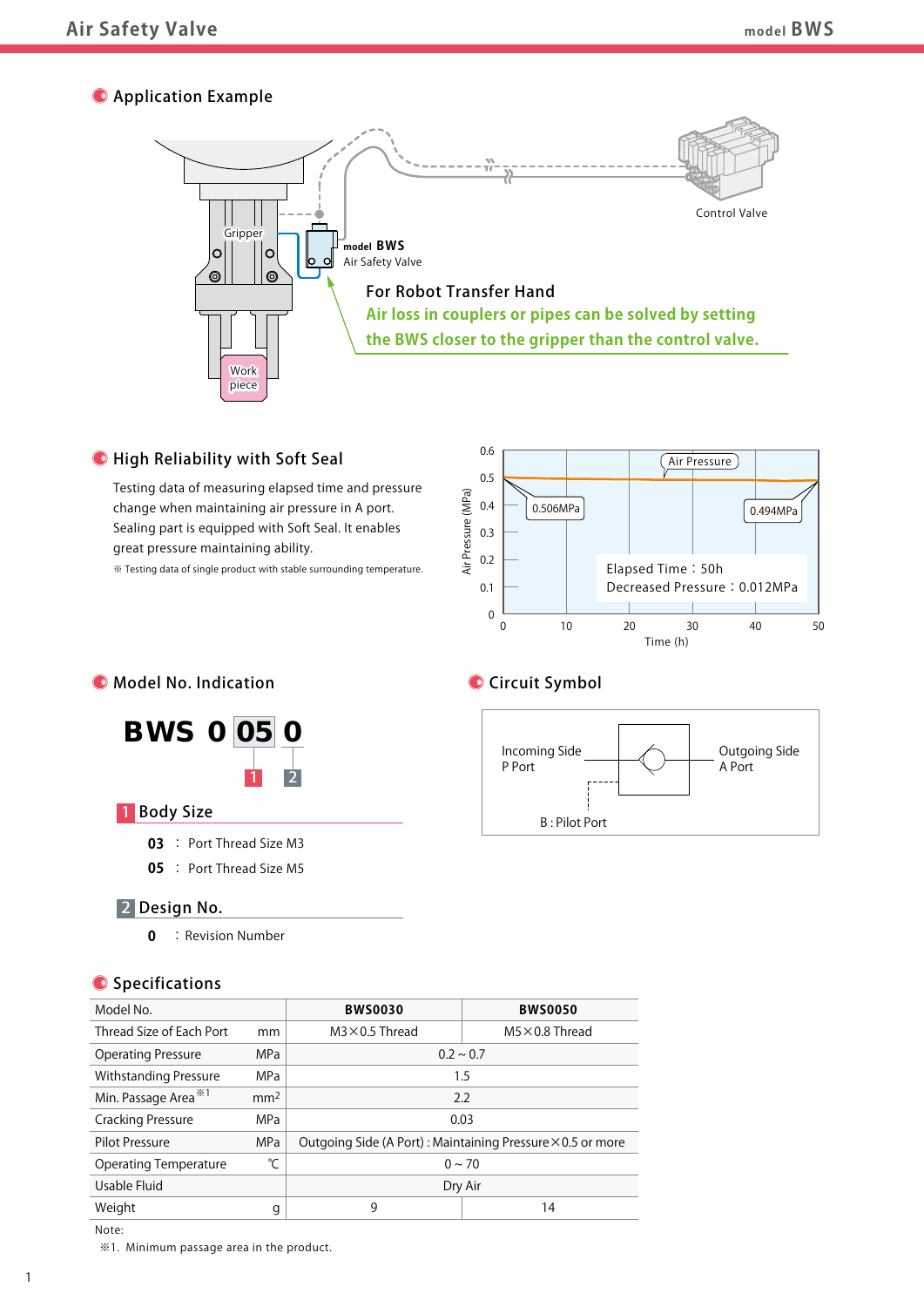## Application Example

Gripper

Work piece

model BWS Air Safety Valve

Control Valve

For Robot Transfer Hand

**Air loss in couplers or pipes can be solved by setting the BWS closer to the gripper than the control valve.**

## High Reliability with Soft Seal

Testing data of measuring elapsed time and pressure change when maintaining air pressure in A port. Sealing part is equipped with Soft Seal. It enables great pressure maintaining ability.

※ Testing data of single product with stable surrounding temperature.

Air Pressure

0.506MPa

0.494MPa

Elapsed Time：50h
Decreased Pressure：0.012MPa

Air Pressure (MPa)

Time (h)

## Model No. Indication

**BWS 0 05 0**

1 2

### 1 Body Size

**03** ： Port Thread Size M3

**05** ： Port Thread Size M5

### 2 Design No.

**0** ：Revision Number

## Circuit Symbol

Incoming Side P Port

Outgoing Side A Port

B : Pilot Port

## Specifications

| Model No. | | BWS0030 | BWS0050 |
|---|---|---|---|
| Thread Size of Each Port | mm | M3×0.5 Thread | M5×0.8 Thread |
| Operating Pressure | MPa | 0.2 ~ 0.7 | |
| Withstanding Pressure | MPa | 1.5 | |
| Min. Passage Area ※1 | $mm^2$ | 2.2 | |
| Cracking Pressure | MPa | 0.03 | |
| Pilot Pressure | MPa | Outgoing Side (A Port) : Maintaining Pressure×0.5 or more | |
| Operating Temperature | ℃ | 0 ~ 70 | |
| Usable Fluid | | Dry Air | |
| Weight | g | 9 | 14 |

Note:
※1. Minimum passage area in the product.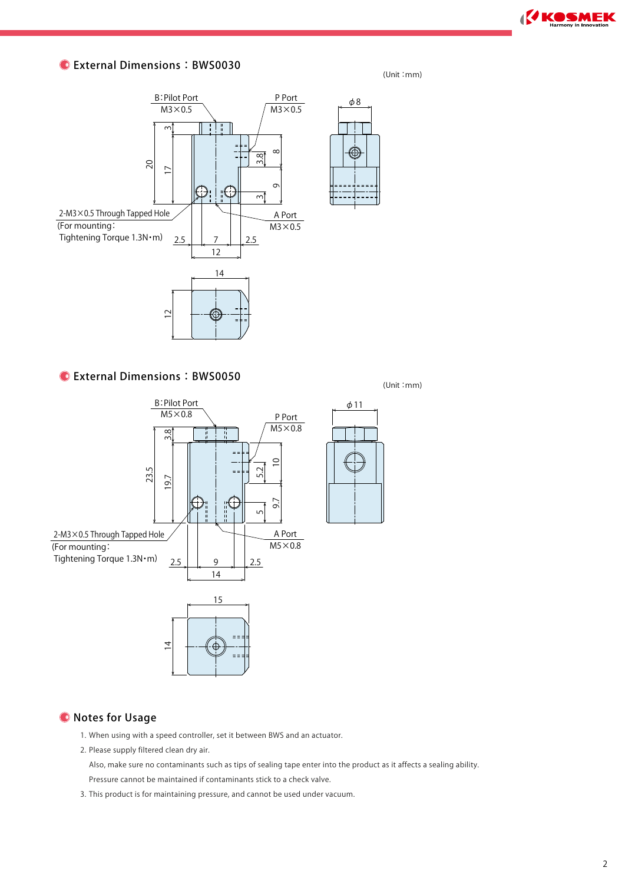## External Dimensions：BWS0030

(Unit：mm)

B：Pilot Port M3×0.5

P Port M3×0.5

2-M3×0.5 Through Tapped Hole
(For mounting：
Tightening Torque 1.3N・m)

A Port M3×0.5

## External Dimensions：BWS0050

(Unit：mm)

B：Pilot Port M5×0.8

P Port M5×0.8

2-M3×0.5 Through Tapped Hole
(For mounting：
Tightening Torque 1.3N・m)

A Port M5×0.8

## Notes for Usage

1. When using with a speed controller, set it between BWS and an actuator.
2. Please supply filtered clean dry air.
   Also, make sure no contaminants such as tips of sealing tape enter into the product as it affects a sealing ability.
   Pressure cannot be maintained if contaminants stick to a check valve.
3. This product is for maintaining pressure, and cannot be used under vacuum.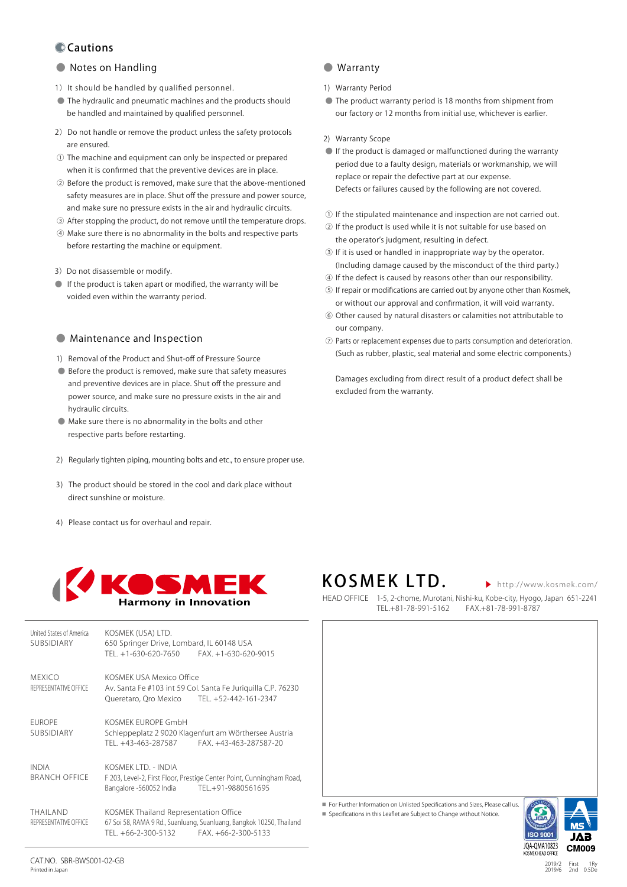# Cautions

## Notes on Handling

1) It should be handled by qualified personnel.
- The hydraulic and pneumatic machines and the products should be handled and maintained by qualified personnel.

2) Do not handle or remove the product unless the safety protocols are ensured.
① The machine and equipment can only be inspected or prepared when it is confirmed that the preventive devices are in place.
② Before the product is removed, make sure that the above-mentioned safety measures are in place. Shut off the pressure and power source, and make sure no pressure exists in the air and hydraulic circuits.
③ After stopping the product, do not remove until the temperature drops.
④ Make sure there is no abnormality in the bolts and respective parts before restarting the machine or equipment.

3) Do not disassemble or modify.
- If the product is taken apart or modified, the warranty will be voided even within the warranty period.

## Maintenance and Inspection

1) Removal of the Product and Shut-off of Pressure Source
- Before the product is removed, make sure that safety measures and preventive devices are in place. Shut off the pressure and power source, and make sure no pressure exists in the air and hydraulic circuits.
- Make sure there is no abnormality in the bolts and other respective parts before restarting.

2) Regularly tighten piping, mounting bolts and etc., to ensure proper use.

3) The product should be stored in the cool and dark place without direct sunshine or moisture.

4) Please contact us for overhaul and repair.

## Warranty

1) Warranty Period
- The product warranty period is 18 months from shipment from our factory or 12 months from initial use, whichever is earlier.

2) Warranty Scope
- If the product is damaged or malfunctioned during the warranty period due to a faulty design, materials or workmanship, we will replace or repair the defective part at our expense.
Defects or failures caused by the following are not covered.

① If the stipulated maintenance and inspection are not carried out.
② If the product is used while it is not suitable for use based on the operator's judgment, resulting in defect.
③ If it is used or handled in inappropriate way by the operator. (Including damage caused by the misconduct of the third party.)
④ If the defect is caused by reasons other than our responsibility.
⑤ If repair or modifications are carried out by anyone other than Kosmek, or without our approval and confirmation, it will void warranty.
⑥ Other caused by natural disasters or calamities not attributable to our company.
⑦ Parts or replacement expenses due to parts consumption and deterioration. (Such as rubber, plastic, seal material and some electric components.)

Damages excluding from direct result of a product defect shall be excluded from the warranty.

KOSMEK
Harmony in Innovation

| | |
|---|---|
| United States of America SUBSIDIARY | KOSMEK (USA) LTD.<br>650 Springer Drive, Lombard, IL 60148 USA<br>TEL. +1-630-620-7650 FAX. +1-630-620-9015 |
| MEXICO REPRESENTATIVE OFFICE | KOSMEK USA Mexico Office<br>Av. Santa Fe #103 int 59 Col. Santa Fe Juriquilla C.P. 76230<br>Queretaro, Qro Mexico TEL. +52-442-161-2347 |
| EUROPE SUBSIDIARY | KOSMEK EUROPE GmbH<br>Schleppeplatz 2 9020 Klagenfurt am Wörthersee Austria<br>TEL. +43-463-287587 FAX. +43-463-287587-20 |
| INDIA BRANCH OFFICE | KOSMEK LTD. - INDIA<br>F 203, Level-2, First Floor, Prestige Center Point, Cunningham Road, Bangalore -560052 India TEL.+91-9880561695 |
| THAILAND REPRESENTATION OFFICE | KOSMEK Thailand Representation Office<br>67 Soi 58, RAMA 9 Rd., Suanluang, Suanluang, Bangkok 10250, Thailand<br>TEL. +66-2-300-5132 FAX. +66-2-300-5133 |

**KOSMEK LTD.** http://www.kosmek.com/

HEAD OFFICE 1-5, 2-chome, Murotani, Nishi-ku, Kobe-city, Hyogo, Japan 651-2241
TEL.+81-78-991-5162 FAX.+81-78-991-8787

- For Further Information on Unlisted Specifications and Sizes, Please call us.
- Specifications in this Leaflet are Subject to Change without Notice.

ISO 9001 JQA-QMA10823 KOSMEK HEAD OFFICE
JAB CM009

CAT.NO. SBR-BWS001-02-GB
Printed in Japan

2019/2 First 1Ry
2019/6 2nd 0.5De